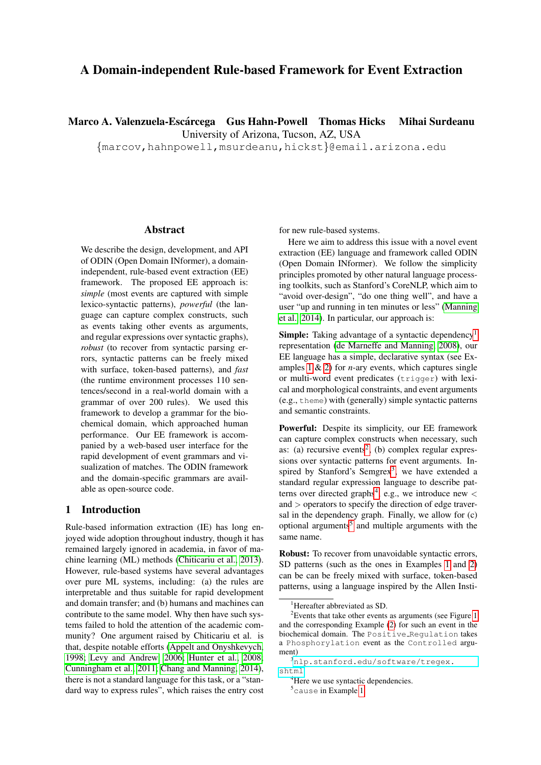# A Domain-independent Rule-based Framework for Event Extraction

**Marco A. Valenzuela-Escárcega   Gus Hahn-Powell   Thomas Hicks   Mihai Surdeanu**

University of Arizona, Tucson, AZ, USA

{marcov,hahnpowell,msurdeanu,hickst}@email.arizona.edu

## Abstract

We describe the design, development, and API of ODIN (Open Domain INformer), a domain-independent, rule-based event extraction (EE) framework. The proposed EE approach is: *simple* (most events are captured with simple lexico-syntactic patterns), *powerful* (the language can capture complex constructs, such as events taking other events as arguments, and regular expressions over syntactic graphs), *robust* (to recover from syntactic parsing errors, syntactic patterns can be freely mixed with surface, token-based patterns), and *fast* (the runtime environment processes 110 sentences/second in a real-world domain with a grammar of over 200 rules). We used this framework to develop a grammar for the biochemical domain, which approached human performance. Our EE framework is accompanied by a web-based user interface for the rapid development of event grammars and visualization of matches. The ODIN framework and the domain-specific grammars are available as open-source code.

## 1 Introduction

Rule-based information extraction (IE) has long enjoyed wide adoption throughout industry, though it has remained largely ignored in academia, in favor of machine learning (ML) methods (Chiticariu et al., 2013). However, rule-based systems have several advantages over pure ML systems, including: (a) the rules are interpretable and thus suitable for rapid development and domain transfer; and (b) humans and machines can contribute to the same model. Why then have such systems failed to hold the attention of the academic community? One argument raised by Chiticariu et al. is that, despite notable efforts (Appelt and Onyshkevych, 1998; Levy and Andrew, 2006; Hunter et al., 2008; Cunningham et al., 2011; Chang and Manning, 2014), there is not a standard language for this task, or a "standard way to express rules", which raises the entry cost for new rule-based systems.

Here we aim to address this issue with a novel event extraction (EE) language and framework called ODIN (Open Domain INformer). We follow the simplicity principles promoted by other natural language processing toolkits, such as Stanford's CoreNLP, which aim to "avoid over-design", "do one thing well", and have a user "up and running in ten minutes or less" (Manning et al., 2014). In particular, our approach is:

**Simple:** Taking advantage of a syntactic dependency[1] representation (de Marneffe and Manning, 2008), our EE language has a simple, declarative syntax (see Examples 1 & 2) for *n*-ary events, which captures single or multi-word event predicates (`trigger`) with lexical and morphological constraints, and event arguments (e.g., `theme`) with (generally) simple syntactic patterns and semantic constraints.

**Powerful:** Despite its simplicity, our EE framework can capture complex constructs when necessary, such as: (a) recursive events[2], (b) complex regular expressions over syntactic patterns for event arguments. Inspired by Stanford's Semgrex[3], we have extended a standard regular expression language to describe patterns over directed graphs[4], e.g., we introduce new < and > operators to specify the direction of edge traversal in the dependency graph. Finally, we allow for (c) optional arguments[5] and multiple arguments with the same name.

**Robust:** To recover from unavoidable syntactic errors, SD patterns (such as the ones in Examples 1 and 2) can be can be freely mixed with surface, token-based patterns, using a language inspired by the Allen Insti-

[1] Hereafter abbreviated as SD.

[2] Events that take other events as arguments (see Figure 1 and the corresponding Example (2) for such an event in the biochemical domain. The `Positive_Regulation` takes a `Phosphorylation` event as the `Controlled` argument)

[3] `nlp.stanford.edu/software/tregex.shtml`

[4] Here we use syntactic dependencies.

[5] `cause` in Example 1.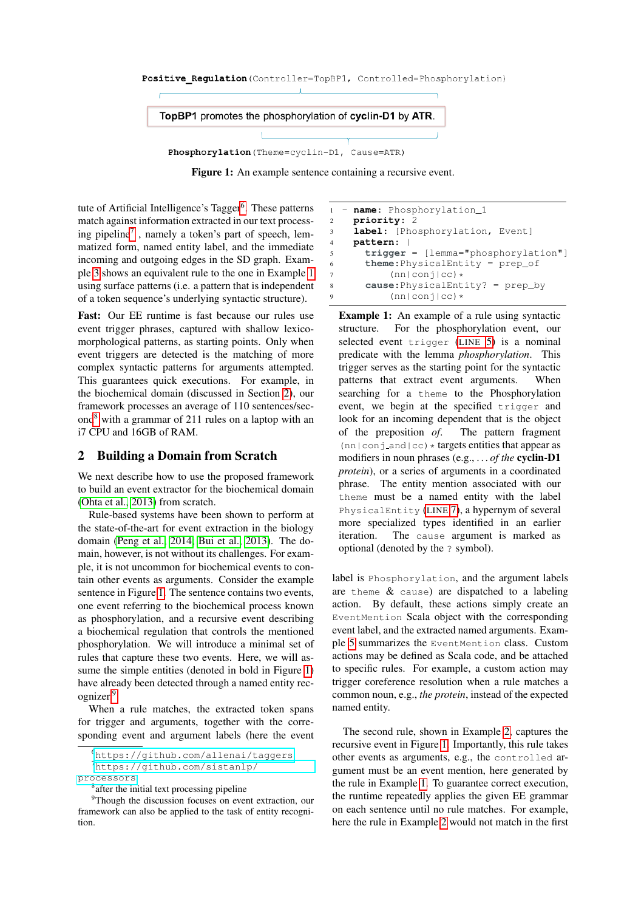```
Positive_Regulation(Controller=TopBP1, Controlled=Phosphorylation)

TopBP1 promotes the phosphorylation of cyclin-D1 by ATR.

Phosphorylation(Theme=cyclin-D1, Cause=ATR)
```

**Figure 1:** An example sentence containing a recursive event.

tute of Artificial Intelligence's Tagger[6]. These patterns match against information extracted in our text processing pipeline[7], namely a token's part of speech, lemmatized form, named entity label, and the immediate incoming and outgoing edges in the SD graph. Example 3 shows an equivalent rule to the one in Example 1 using surface patterns (i.e. a pattern that is independent of a token sequence's underlying syntactic structure).

**Fast:** Our EE runtime is fast because our rules use event trigger phrases, captured with shallow lexico-morphological patterns, as starting points. Only when event triggers are detected is the matching of more complex syntactic patterns for arguments attempted. This guarantees quick executions. For example, in the biochemical domain (discussed in Section 2), our framework processes an average of 110 sentences/second[8] with a grammar of 211 rules on a laptop with an i7 CPU and 16GB of RAM.

## 2 Building a Domain from Scratch

We next describe how to use the proposed framework to build an event extractor for the biochemical domain (Ohta et al., 2013) from scratch.

Rule-based systems have been shown to perform at the state-of-the-art for event extraction in the biology domain (Peng et al., 2014; Bui et al., 2013). The domain, however, is not without its challenges. For example, it is not uncommon for biochemical events to contain other events as arguments. Consider the example sentence in Figure 1. The sentence contains two events, one event referring to the biochemical process known as phosphorylation, and a recursive event describing a biochemical regulation that controls the mentioned phosphorylation. We will introduce a minimal set of rules that capture these two events. Here, we will assume the simple entities (denoted in bold in Figure 1) have already been detected through a named entity recognizer[9].

When a rule matches, the extracted token spans for trigger and arguments, together with the corresponding event and argument labels (here the event label is `Phosphorylation`, and the argument labels are `theme` & `cause`) are dispatched to a labeling action. By default, these actions simply create an `EventMention` Scala object with the corresponding event label, and the extracted named arguments. Example 5 summarizes the `EventMention` class. Custom actions may be defined as Scala code, and be attached to specific rules. For example, a custom action may trigger coreference resolution when a rule matches a common noun, e.g., *the protein*, instead of the expected named entity.

```
1  - name: Phosphorylation_1
2    priority: 2
3    label: [Phosphorylation, Event]
4    pattern: |
5      trigger = [lemma="phosphorylation"]
6      theme:PhysicalEntity = prep_of
7          (nn|conj|cc)*
8      cause:PhysicalEntity? = prep_by
9          (nn|conj|cc)*
```

**Example 1:** An example of a rule using syntactic structure. For the phosphorylation event, our selected event `trigger` (LINE 5) is a nominal predicate with the lemma *phosphorylation*. This trigger serves as the starting point for the syntactic patterns that extract event arguments. When searching for a `theme` to the Phosphorylation event, we begin at the specified `trigger` and look for an incoming dependent that is the object of the preposition *of*. The pattern fragment `(nn|conj_and|cc)*` targets entities that appear as modifiers in noun phrases (e.g., *... of the* **cyclin-D1** *protein*), or a series of arguments in a coordinated phrase. The entity mention associated with our `theme` must be a named entity with the label `PhysicalEntity` (LINE 7), a hypernym of several more specialized types identified in an earlier iteration. The `cause` argument is marked as optional (denoted by the `?` symbol).

The second rule, shown in Example 2, captures the recursive event in Figure 1. Importantly, this rule takes other events as arguments, e.g., the `controlled` argument must be an event mention, here generated by the rule in Example 1. To guarantee correct execution, the runtime repeatedly applies the given EE grammar on each sentence until no rule matches. For example, here the rule in Example 2 would not match in the first

---

[6] https://github.com/allenai/taggers

[7] https://github.com/sistanlp/processors

[8] after the initial text processing pipeline

[9] Though the discussion focuses on event extraction, our framework can also be applied to the task of entity recognition.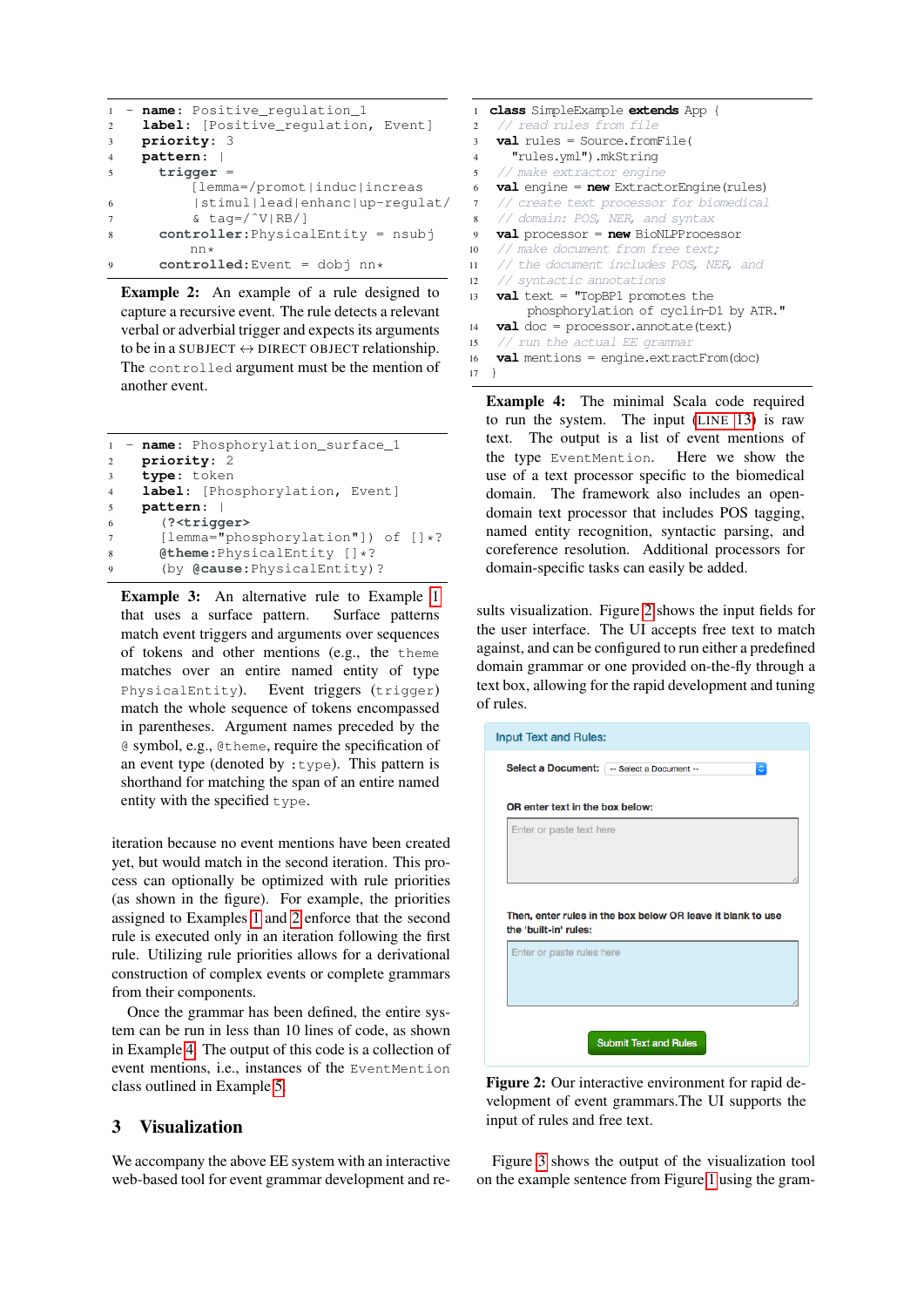```
1  - name: Positive_regulation_1
2    label: [Positive_regulation, Event]
3    priority: 3
4    pattern: |
5      trigger =
         [lemma=/promot|induc|increas
6         |stimul|lead|enhanc|up-regulat/
7         & tag=/^V|RB/]
8      controller:PhysicalEntity = nsubj
         nn*
9      controlled:Event = dobj nn*
```

**Example 2:** An example of a rule designed to capture a recursive event. The rule detects a relevant verbal or adverbial trigger and expects its arguments to be in a SUBJECT ↔ DIRECT OBJECT relationship. The `controlled` argument must be the mention of another event.

```
1  - name: Phosphorylation_surface_1
2    priority: 2
3    type: token
4    label: [Phosphorylation, Event]
5    pattern: |
6      (?<trigger>
7      [lemma="phosphorylation"]) of []*?
8      @theme:PhysicalEntity []*?
9      (by @cause:PhysicalEntity)?
```

**Example 3:** An alternative rule to Example 1 that uses a surface pattern. Surface patterns match event triggers and arguments over sequences of tokens and other mentions (e.g., the `theme` matches over an entire named entity of type `PhysicalEntity`). Event triggers (`trigger`) match the whole sequence of tokens encompassed in parentheses. Argument names preceded by the `@` symbol, e.g., `@theme`, require the specification of an event type (denoted by `:type`). This pattern is shorthand for matching the span of an entire named entity with the specified `type`.

iteration because no event mentions have been created yet, but would match in the second iteration. This process can optionally be optimized with rule priorities (as shown in the figure). For example, the priorities assigned to Examples 1 and 2 enforce that the second rule is executed only in an iteration following the first rule. Utilizing rule priorities allows for a derivational construction of complex events or complete grammars from their components.

Once the grammar has been defined, the entire system can be run in less than 10 lines of code, as shown in Example 4. The output of this code is a collection of event mentions, i.e., instances of the `EventMention` class outlined in Example 5.

## 3 Visualization

We accompany the above EE system with an interactive web-based tool for event grammar development and results visualization. Figure 2 shows the input fields for the user interface. The UI accepts free text to match against, and can be configured to run either a predefined domain grammar or one provided on-the-fly through a text box, allowing for the rapid development and tuning of rules.

```
1  class SimpleExample extends App {
2    // read rules from file
3    val rules = Source.fromFile(
4      "rules.yml").mkString
5    // make extractor engine
6    val engine = new ExtractorEngine(rules)
7    // create text processor for biomedical
8    // domain: POS, NER, and syntax
9    val processor = new BioNLPProcessor
10   // make document from free text;
11   // the document includes POS, NER, and
12   // syntactic annotations
13   val text = "TopBP1 promotes the
        phosphorylation of cyclin-D1 by ATR."
14   val doc = processor.annotate(text)
15   // run the actual EE grammar
16   val mentions = engine.extractFrom(doc)
17 }
```

**Example 4:** The minimal Scala code required to run the system. The input (LINE 13) is raw text. The output is a list of event mentions of the type `EventMention`. Here we show the use of a text processor specific to the biomedical domain. The framework also includes an open-domain text processor that includes POS tagging, named entity recognition, syntactic parsing, and coreference resolution. Additional processors for domain-specific tasks can easily be added.

Input Text and Rules:

Select a Document: -- Select a Document --

OR enter text in the box below:

Enter or paste text here

Then, enter rules in the box below OR leave it blank to use the 'built-in' rules:

Enter or paste rules here

Submit Text and Rules

**Figure 2:** Our interactive environment for rapid development of event grammars.The UI supports the input of rules and free text.

Figure 3 shows the output of the visualization tool on the example sentence from Figure 1 using the gram-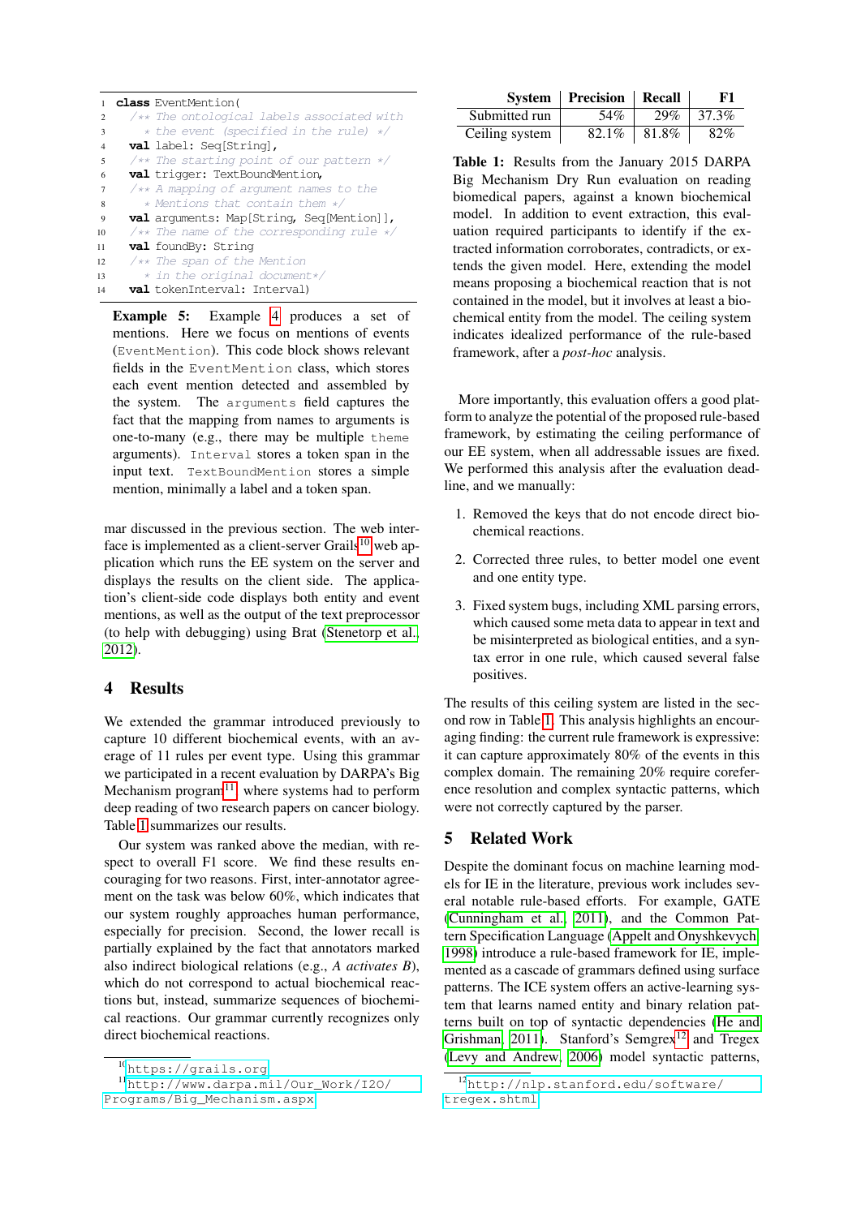```
class EventMention(
  /** The ontological labels associated with
    * the event (specified in the rule) */
  val label: Seq[String],
  /** The starting point of our pattern */
  val trigger: TextBoundMention,
  /** A mapping of argument names to the
    * Mentions that contain them */
  val arguments: Map[String, Seq[Mention]],
  /** The name of the corresponding rule */
  val foundBy: String
  /** The span of the Mention
    * in the original document*/
  val tokenInterval: Interval)
```

**Example 5:** Example 4 produces a set of mentions. Here we focus on mentions of events (`EventMention`). This code block shows relevant fields in the `EventMention` class, which stores each event mention detected and assembled by the system. The `arguments` field captures the fact that the mapping from names to arguments is one-to-many (e.g., there may be multiple `theme` arguments). `Interval` stores a token span in the input text. `TextBoundMention` stores a simple mention, minimally a label and a token span.

mar discussed in the previous section. The web interface is implemented as a client-server Grails[10] web application which runs the EE system on the server and displays the results on the client side. The application's client-side code displays both entity and event mentions, as well as the output of the text preprocessor (to help with debugging) using Brat (Stenetorp et al., 2012).

## 4 Results

We extended the grammar introduced previously to capture 10 different biochemical events, with an average of 11 rules per event type. Using this grammar we participated in a recent evaluation by DARPA's Big Mechanism program[11] where systems had to perform deep reading of two research papers on cancer biology. Table 1 summarizes our results.

Our system was ranked above the median, with respect to overall F1 score. We find these results encouraging for two reasons. First, inter-annotator agreement on the task was below 60%, which indicates that our system roughly approaches human performance, especially for precision. Second, the lower recall is partially explained by the fact that annotators marked also indirect biological relations (e.g., *A activates B*), which do not correspond to actual biochemical reactions but, instead, summarize sequences of biochemical reactions. Our grammar currently recognizes only direct biochemical reactions.

| System | Precision | Recall | F1 |
|---|---|---|---|
| Submitted run | 54% | 29% | 37.3% |
| Ceiling system | 82.1% | 81.8% | 82% |

**Table 1:** Results from the January 2015 DARPA Big Mechanism Dry Run evaluation on reading biomedical papers, against a known biochemical model. In addition to event extraction, this evaluation required participants to identify if the extracted information corroborates, contradicts, or extends the given model. Here, extending the model means proposing a biochemical reaction that is not contained in the model, but it involves at least a biochemical entity from the model. The ceiling system indicates idealized performance of the rule-based framework, after a *post-hoc* analysis.

More importantly, this evaluation offers a good platform to analyze the potential of the proposed rule-based framework, by estimating the ceiling performance of our EE system, when all addressable issues are fixed. We performed this analysis after the evaluation deadline, and we manually:

1. Removed the keys that do not encode direct biochemical reactions.
2. Corrected three rules, to better model one event and one entity type.
3. Fixed system bugs, including XML parsing errors, which caused some meta data to appear in text and be misinterpreted as biological entities, and a syntax error in one rule, which caused several false positives.

The results of this ceiling system are listed in the second row in Table 1. This analysis highlights an encouraging finding: the current rule framework is expressive: it can capture approximately 80% of the events in this complex domain. The remaining 20% require coreference resolution and complex syntactic patterns, which were not correctly captured by the parser.

## 5 Related Work

Despite the dominant focus on machine learning models for IE in the literature, previous work includes several notable rule-based efforts. For example, GATE (Cunningham et al., 2011), and the Common Pattern Specification Language (Appelt and Onyshkevych, 1998) introduce a rule-based framework for IE, implemented as a cascade of grammars defined using surface patterns. The ICE system offers an active-learning system that learns named entity and binary relation patterns built on top of syntactic dependencies (He and Grishman, 2011). Stanford's Semgrex[12] and Tregex (Levy and Andrew, 2006) model syntactic patterns,

[10] https://grails.org

[11] http://www.darpa.mil/Our_Work/I2O/Programs/Big_Mechanism.aspx

[12] http://nlp.stanford.edu/software/tregex.shtml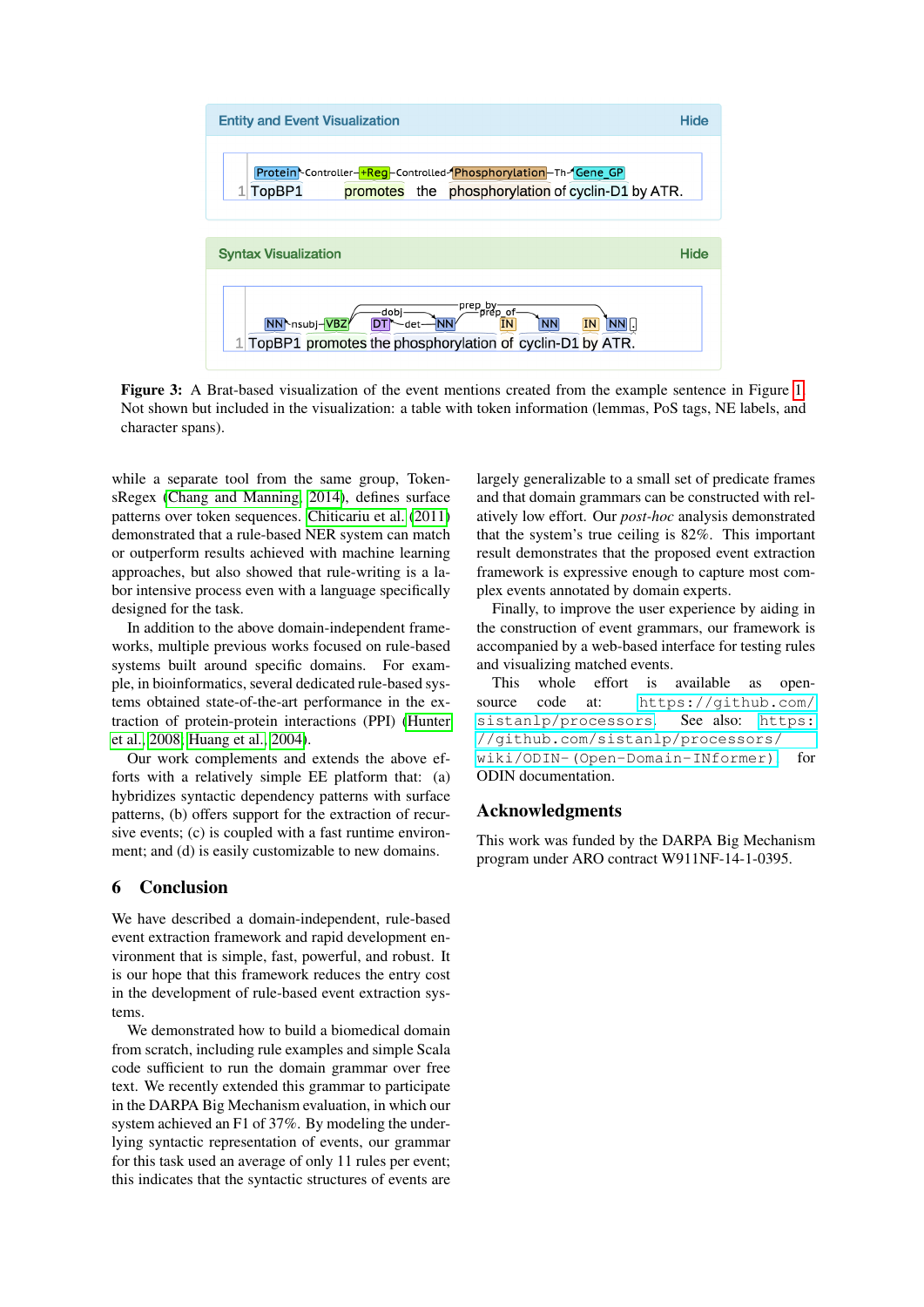Entity and Event Visualization Hide

Protein Controller +Reg Controlled Phosphorylation Th Gene_GP
1 TopBP1 promotes the phosphorylation of cyclin-D1 by ATR.

Syntax Visualization Hide

NN nsubj VBZ dobj DT det NN prep_by prep_of IN NN IN NN .
1 TopBP1 promotes the phosphorylation of cyclin-D1 by ATR.

**Figure 3:** A Brat-based visualization of the event mentions created from the example sentence in Figure 1. Not shown but included in the visualization: a table with token information (lemmas, PoS tags, NE labels, and character spans).

while a separate tool from the same group, TokensRegex (Chang and Manning, 2014), defines surface patterns over token sequences. Chiticariu et al. (2011) demonstrated that a rule-based NER system can match or outperform results achieved with machine learning approaches, but also showed that rule-writing is a labor intensive process even with a language specifically designed for the task.

In addition to the above domain-independent frameworks, multiple previous works focused on rule-based systems built around specific domains. For example, in bioinformatics, several dedicated rule-based systems obtained state-of-the-art performance in the extraction of protein-protein interactions (PPI) (Hunter et al., 2008; Huang et al., 2004).

Our work complements and extends the above efforts with a relatively simple EE platform that: (a) hybridizes syntactic dependency patterns with surface patterns, (b) offers support for the extraction of recursive events; (c) is coupled with a fast runtime environment; and (d) is easily customizable to new domains.

## 6 Conclusion

We have described a domain-independent, rule-based event extraction framework and rapid development environment that is simple, fast, powerful, and robust. It is our hope that this framework reduces the entry cost in the development of rule-based event extraction systems.

We demonstrated how to build a biomedical domain from scratch, including rule examples and simple Scala code sufficient to run the domain grammar over free text. We recently extended this grammar to participate in the DARPA Big Mechanism evaluation, in which our system achieved an F1 of 37%. By modeling the underlying syntactic representation of events, our grammar for this task used an average of only 11 rules per event; this indicates that the syntactic structures of events are largely generalizable to a small set of predicate frames and that domain grammars can be constructed with relatively low effort. Our *post-hoc* analysis demonstrated that the system's true ceiling is 82%. This important result demonstrates that the proposed event extraction framework is expressive enough to capture most complex events annotated by domain experts.

Finally, to improve the user experience by aiding in the construction of event grammars, our framework is accompanied by a web-based interface for testing rules and visualizing matched events.

This whole effort is available as open-source code at: https://github.com/sistanlp/processors. See also: https://github.com/sistanlp/processors/wiki/ODIN-(Open-Domain-INformer) for ODIN documentation.

## Acknowledgments

This work was funded by the DARPA Big Mechanism program under ARO contract W911NF-14-1-0395.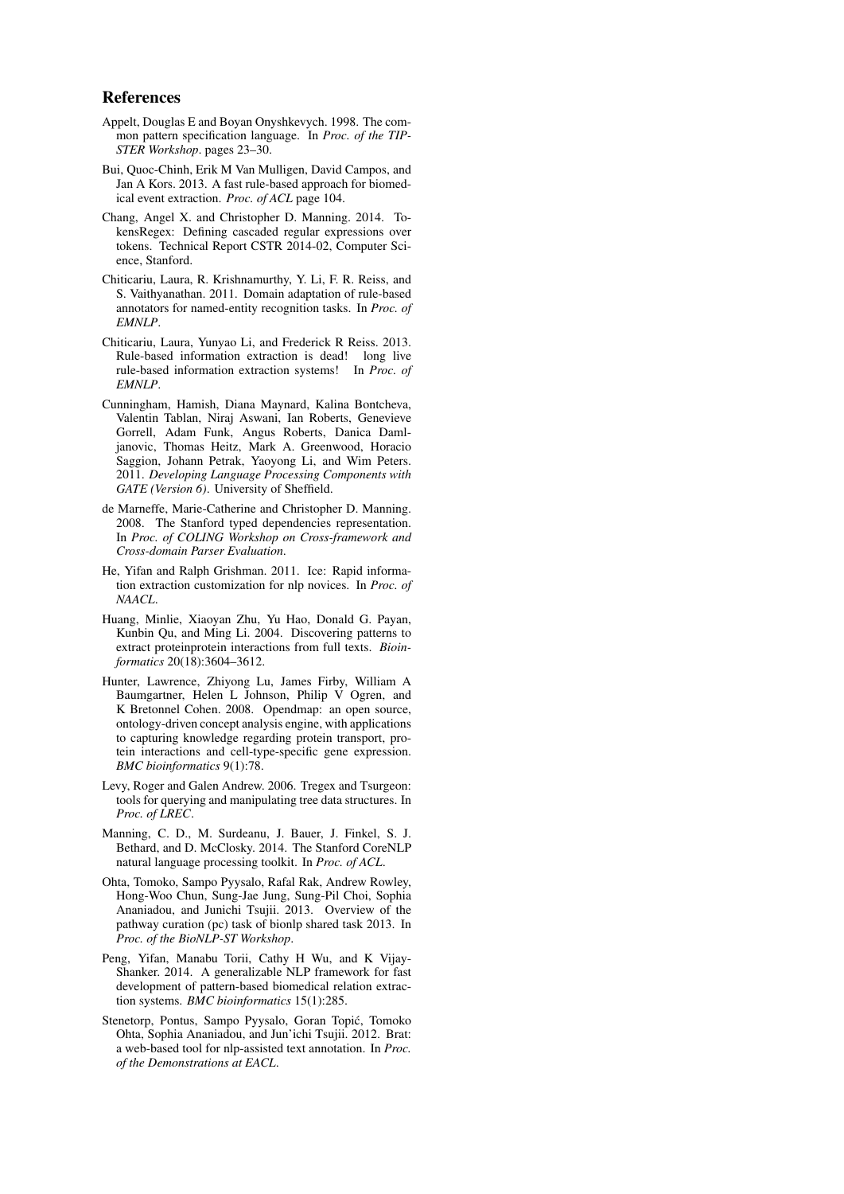## References

Appelt, Douglas E and Boyan Onyshkevych. 1998. The common pattern specification language. In *Proc. of the TIPSTER Workshop*. pages 23–30.

Bui, Quoc-Chinh, Erik M Van Mulligen, David Campos, and Jan A Kors. 2013. A fast rule-based approach for biomedical event extraction. *Proc. of ACL* page 104.

Chang, Angel X. and Christopher D. Manning. 2014. TokensRegex: Defining cascaded regular expressions over tokens. Technical Report CSTR 2014-02, Computer Science, Stanford.

Chiticariu, Laura, R. Krishnamurthy, Y. Li, F. R. Reiss, and S. Vaithyanathan. 2011. Domain adaptation of rule-based annotators for named-entity recognition tasks. In *Proc. of EMNLP*.

Chiticariu, Laura, Yunyao Li, and Frederick R Reiss. 2013. Rule-based information extraction is dead! long live rule-based information extraction systems! In *Proc. of EMNLP*.

Cunningham, Hamish, Diana Maynard, Kalina Bontcheva, Valentin Tablan, Niraj Aswani, Ian Roberts, Genevieve Gorrell, Adam Funk, Angus Roberts, Danica Damljanovic, Thomas Heitz, Mark A. Greenwood, Horacio Saggion, Johann Petrak, Yaoyong Li, and Wim Peters. 2011. *Developing Language Processing Components with GATE (Version 6)*. University of Sheffield.

de Marneffe, Marie-Catherine and Christopher D. Manning. 2008. The Stanford typed dependencies representation. In *Proc. of COLING Workshop on Cross-framework and Cross-domain Parser Evaluation*.

He, Yifan and Ralph Grishman. 2011. Ice: Rapid information extraction customization for nlp novices. In *Proc. of NAACL*.

Huang, Minlie, Xiaoyan Zhu, Yu Hao, Donald G. Payan, Kunbin Qu, and Ming Li. 2004. Discovering patterns to extract proteinprotein interactions from full texts. *Bioinformatics* 20(18):3604–3612.

Hunter, Lawrence, Zhiyong Lu, James Firby, William A Baumgartner, Helen L Johnson, Philip V Ogren, and K Bretonnel Cohen. 2008. Opendmap: an open source, ontology-driven concept analysis engine, with applications to capturing knowledge regarding protein transport, protein interactions and cell-type-specific gene expression. *BMC bioinformatics* 9(1):78.

Levy, Roger and Galen Andrew. 2006. Tregex and Tsurgeon: tools for querying and manipulating tree data structures. In *Proc. of LREC*.

Manning, C. D., M. Surdeanu, J. Bauer, J. Finkel, S. J. Bethard, and D. McClosky. 2014. The Stanford CoreNLP natural language processing toolkit. In *Proc. of ACL*.

Ohta, Tomoko, Sampo Pyysalo, Rafal Rak, Andrew Rowley, Hong-Woo Chun, Sung-Jae Jung, Sung-Pil Choi, Sophia Ananiadou, and Junichi Tsujii. 2013. Overview of the pathway curation (pc) task of bionlp shared task 2013. In *Proc. of the BioNLP-ST Workshop*.

Peng, Yifan, Manabu Torii, Cathy H Wu, and K Vijay-Shanker. 2014. A generalizable NLP framework for fast development of pattern-based biomedical relation extraction systems. *BMC bioinformatics* 15(1):285.

Stenetorp, Pontus, Sampo Pyysalo, Goran Topić, Tomoko Ohta, Sophia Ananiadou, and Jun'ichi Tsujii. 2012. Brat: a web-based tool for nlp-assisted text annotation. In *Proc. of the Demonstrations at EACL*.